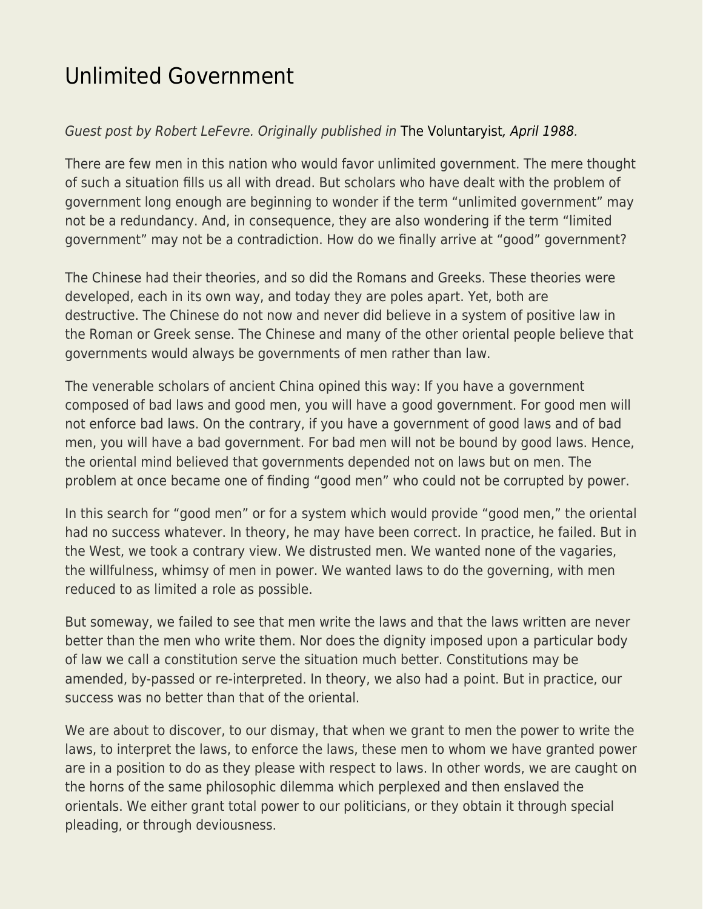# Unlimited Government

*Guest post by Robert LeFevre. Originally published in* The Voluntaryist*, April 1988.*

There are few men in this nation who would favor unlimited government. The mere thought of such a situation fills us all with dread. But scholars who have dealt with the problem of government long enough are beginning to wonder if the term "unlimited government" may not be a redundancy. And, in consequence, they are also wondering if the term "limited government" may not be a contradiction. How do we finally arrive at "good" government?

The Chinese had their theories, and so did the Romans and Greeks. These theories were developed, each in its own way, and today they are poles apart. Yet, both are destructive. The Chinese do not now and never did believe in a system of positive law in the Roman or Greek sense. The Chinese and many of the other oriental people believe that governments would always be governments of men rather than law.

The venerable scholars of ancient China opined this way: If you have a government composed of bad laws and good men, you will have a good government. For good men will not enforce bad laws. On the contrary, if you have a government of good laws and of bad men, you will have a bad government. For bad men will not be bound by good laws. Hence, the oriental mind believed that governments depended not on laws but on men. The problem at once became one of finding "good men" who could not be corrupted by power.

In this search for "good men" or for a system which would provide "good men," the oriental had no success whatever. In theory, he may have been correct. In practice, he failed. But in the West, we took a contrary view. We distrusted men. We wanted none of the vagaries, the willfulness, whimsy of men in power. We wanted laws to do the governing, with men reduced to as limited a role as possible.

But someway, we failed to see that men write the laws and that the laws written are never better than the men who write them. Nor does the dignity imposed upon a particular body of law we call a constitution serve the situation much better. Constitutions may be amended, by-passed or re-interpreted. In theory, we also had a point. But in practice, our success was no better than that of the oriental.

We are about to discover, to our dismay, that when we grant to men the power to write the laws, to interpret the laws, to enforce the laws, these men to whom we have granted power are in a position to do as they please with respect to laws. In other words, we are caught on the horns of the same philosophic dilemma which perplexed and then enslaved the orientals. We either grant total power to our politicians, or they obtain it through special pleading, or through deviousness.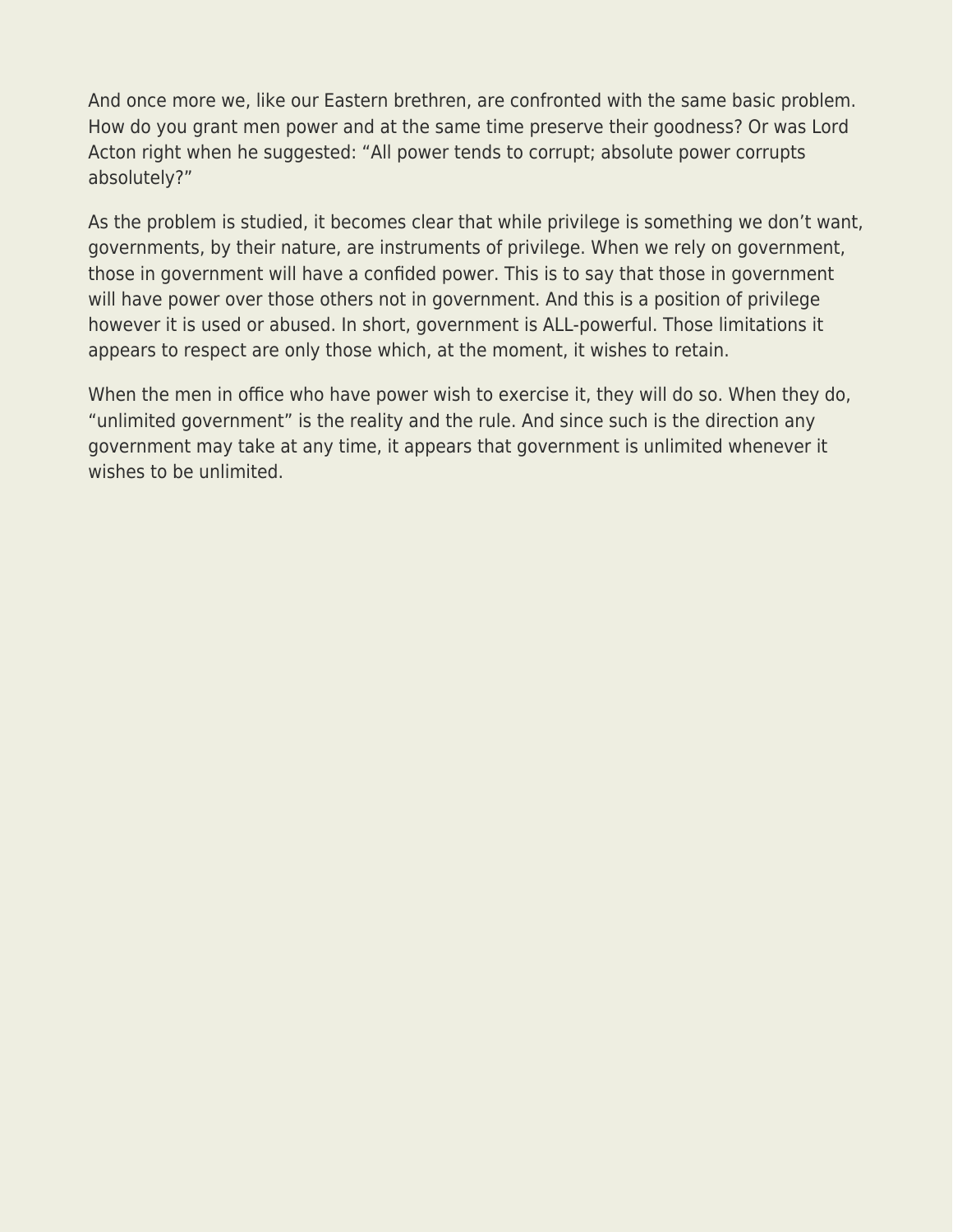And once more we, like our Eastern brethren, are confronted with the same basic problem. How do you grant men power and at the same time preserve their goodness? Or was Lord Acton right when he suggested: “All power tends to corrupt; absolute power corrupts absolutely?”

As the problem is studied, it becomes clear that while privilege is something we don’t want, governments, by their nature, are instruments of privilege. When we rely on government, those in government will have a confided power. This is to say that those in government will have power over those others not in government. And this is a position of privilege however it is used or abused. In short, government is ALL-powerful. Those limitations it appears to respect are only those which, at the moment, it wishes to retain.

When the men in office who have power wish to exercise it, they will do so. When they do, “unlimited government” is the reality and the rule. And since such is the direction any government may take at any time, it appears that government is unlimited whenever it wishes to be unlimited.